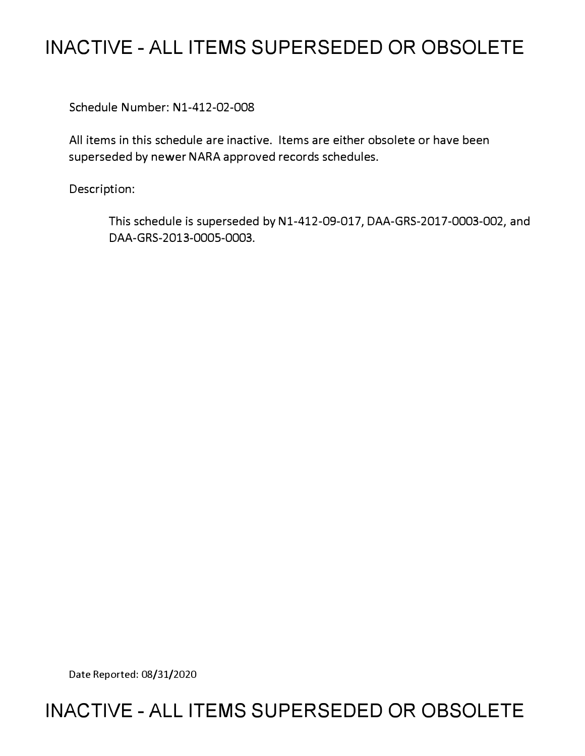# INACTIVE - ALL ITEMS SUPERSEDED OR OBSOLETE

Schedule Number: N1-412-02-008

All items in this schedule are inactive. Items are either obsolete or have been superseded by newer NARA approved records schedules.

Description:

> This schedule is superseded by N1-412-09-017, DAA-GRS-2017-0003-002, and DAA-GRS-2013-0005-0003.

Date Reported: 08/31/2020

# INACTIVE - ALL ITEMS SUPERSEDED OR OBSOLETE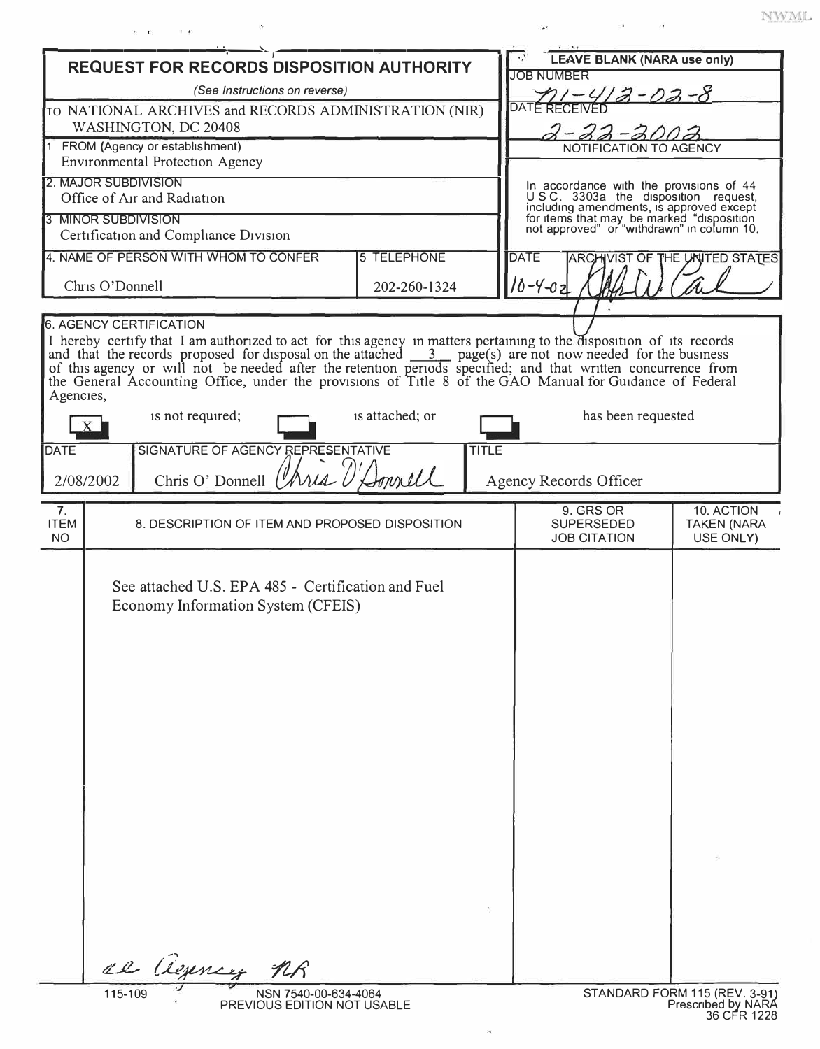NWML

# REQUEST FOR RECORDS DISPOSITION AUTHORITY

*(See Instructions on reverse)*

TO NATIONAL ARCHIVES and RECORDS ADMINISTRATION (NIR)
WASHINGTON, DC 20408

| LEAVE BLANK (NARA use only) |
|---|
| JOB NUMBER: N1-412-02-8 |
| DATE RECEIVED: 2-22-2002 |
| NOTIFICATION TO AGENCY |
| In accordance with the provisions of 44 U.S.C. 3303a the disposition request, including amendments, is approved except for items that may be marked "disposition not approved" or "withdrawn" in column 10. |
| DATE: 10-4-02 — ARCHIVIST OF THE UNITED STATES: [signature] |

1 FROM (Agency or establishment)
Environmental Protection Agency

2. MAJOR SUBDIVISION
Office of Air and Radiation

3 MINOR SUBDIVISION
Certification and Compliance Division

| 4. NAME OF PERSON WITH WHOM TO CONFER | 5 TELEPHONE |
|---|---|
| Chris O'Donnell | 202-260-1324 |

6. AGENCY CERTIFICATION

I hereby certify that I am authorized to act for this agency in matters pertaining to the disposition of its records and that the records proposed for disposal on the attached 3 page(s) are not now needed for the business of this agency or will not be needed after the retention periods specified; and that written concurrence from the General Accounting Office, under the provisions of Title 8 of the GAO Manual for Guidance of Federal Agencies,

[X] is not required; [ ] is attached; or [ ] has been requested

| DATE | SIGNATURE OF AGENCY REPRESENTATIVE | TITLE |
|---|---|---|
| 2/08/2002 | Chris O' Donnell [signature] | Agency Records Officer |

| 7. ITEM NO | 8. DESCRIPTION OF ITEM AND PROPOSED DISPOSITION | 9. GRS OR SUPERSEDED JOB CITATION | 10. ACTION TAKEN (NARA USE ONLY) |
|---|---|---|---|
| | See attached U.S. EPA 485 - Certification and Fuel Economy Information System (CFEIS) | | |

cc Agency, NR

115-109 NSN 7540-00-634-4064 PREVIOUS EDITION NOT USABLE

STANDARD FORM 115 (REV. 3-91) Prescribed by NARA 36 CFR 1228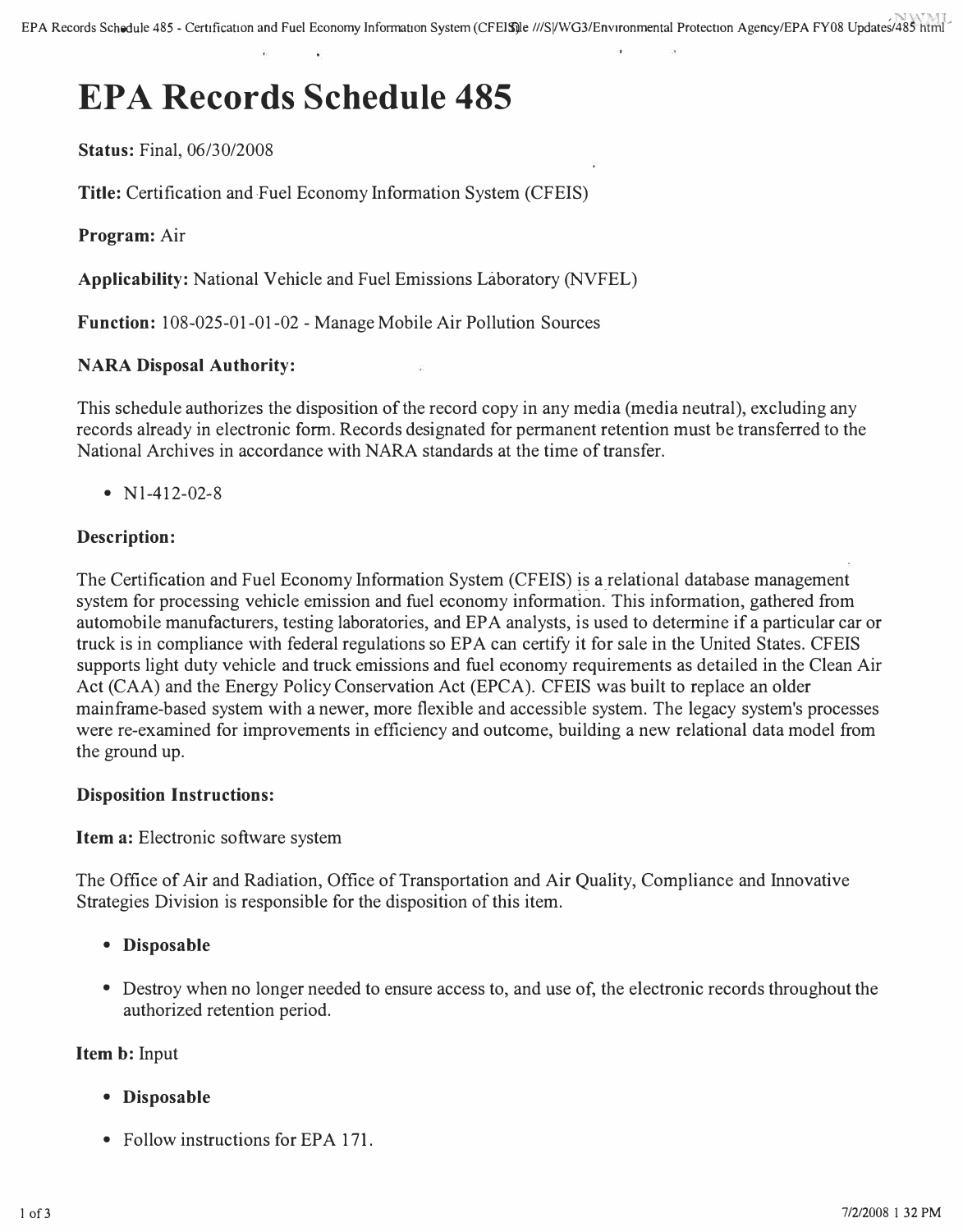# EPA Records Schedule 485

**Status:** Final, 06/30/2008

**Title:** Certification and Fuel Economy Information System (CFEIS)

**Program:** Air

**Applicability:** National Vehicle and Fuel Emissions Laboratory (NVFEL)

**Function:** 108-025-01-01-02 - Manage Mobile Air Pollution Sources

**NARA Disposal Authority:**

This schedule authorizes the disposition of the record copy in any media (media neutral), excluding any records already in electronic form. Records designated for permanent retention must be transferred to the National Archives in accordance with NARA standards at the time of transfer.

- N1-412-02-8

**Description:**

The Certification and Fuel Economy Information System (CFEIS) is a relational database management system for processing vehicle emission and fuel economy information. This information, gathered from automobile manufacturers, testing laboratories, and EPA analysts, is used to determine if a particular car or truck is in compliance with federal regulations so EPA can certify it for sale in the United States. CFEIS supports light duty vehicle and truck emissions and fuel economy requirements as detailed in the Clean Air Act (CAA) and the Energy Policy Conservation Act (EPCA). CFEIS was built to replace an older mainframe-based system with a newer, more flexible and accessible system. The legacy system's processes were re-examined for improvements in efficiency and outcome, building a new relational data model from the ground up.

**Disposition Instructions:**

**Item a:** Electronic software system

The Office of Air and Radiation, Office of Transportation and Air Quality, Compliance and Innovative Strategies Division is responsible for the disposition of this item.

- **Disposable**
- Destroy when no longer needed to ensure access to, and use of, the electronic records throughout the authorized retention period.

**Item b:** Input

- **Disposable**
- Follow instructions for EPA 171.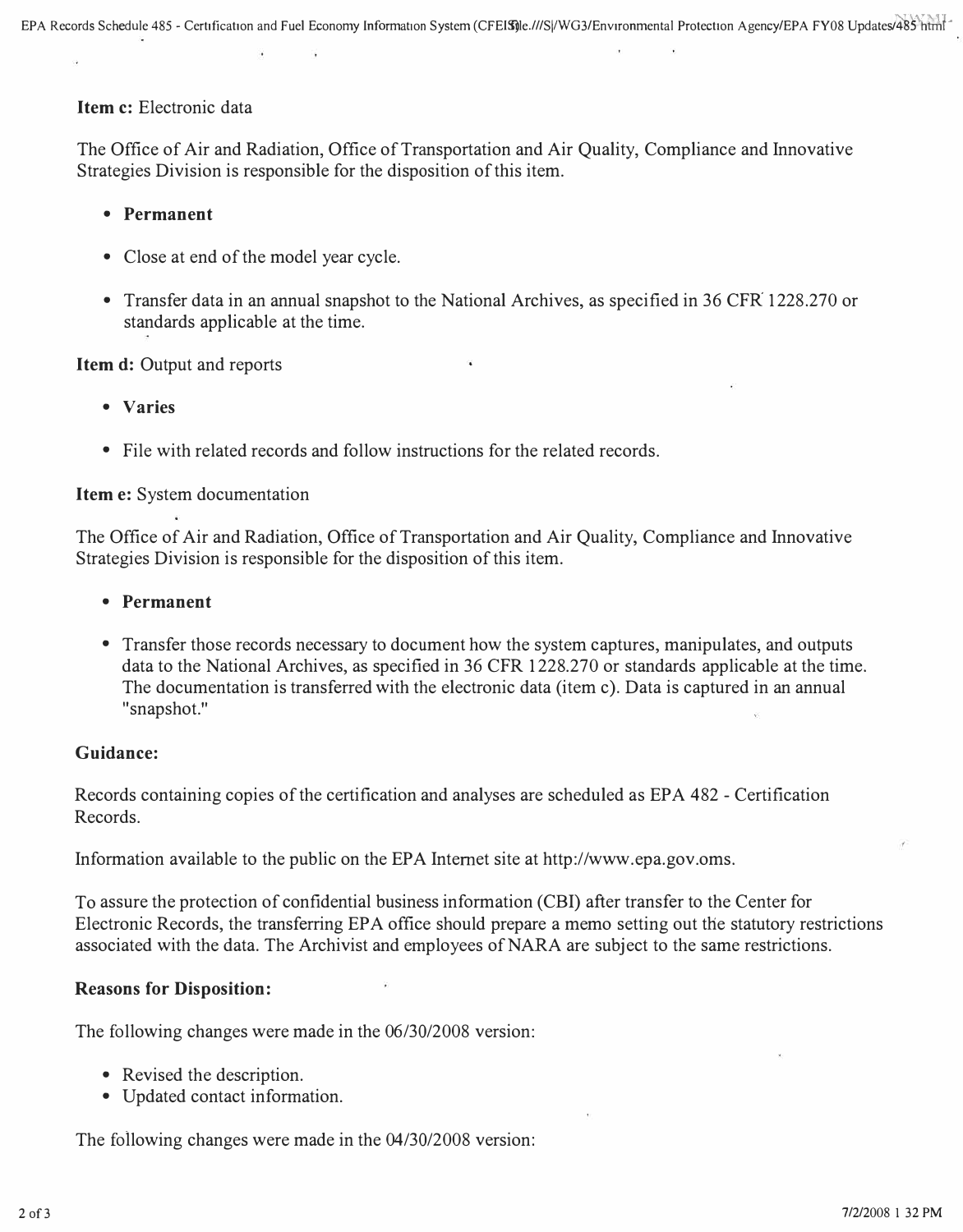**Item c:** Electronic data

The Office of Air and Radiation, Office of Transportation and Air Quality, Compliance and Innovative Strategies Division is responsible for the disposition of this item.

- **Permanent**
- Close at end of the model year cycle.
- Transfer data in an annual snapshot to the National Archives, as specified in 36 CFR 1228.270 or standards applicable at the time.

**Item d:** Output and reports

- **Varies**
- File with related records and follow instructions for the related records.

**Item e:** System documentation

The Office of Air and Radiation, Office of Transportation and Air Quality, Compliance and Innovative Strategies Division is responsible for the disposition of this item.

- **Permanent**
- Transfer those records necessary to document how the system captures, manipulates, and outputs data to the National Archives, as specified in 36 CFR 1228.270 or standards applicable at the time. The documentation is transferred with the electronic data (item c). Data is captured in an annual "snapshot."

**Guidance:**

Records containing copies of the certification and analyses are scheduled as EPA 482 - Certification Records.

Information available to the public on the EPA Internet site at http://www.epa.gov.oms.

To assure the protection of confidential business information (CBI) after transfer to the Center for Electronic Records, the transferring EPA office should prepare a memo setting out the statutory restrictions associated with the data. The Archivist and employees of NARA are subject to the same restrictions.

**Reasons for Disposition:**

The following changes were made in the 06/30/2008 version:

- Revised the description.
- Updated contact information.

The following changes were made in the 04/30/2008 version: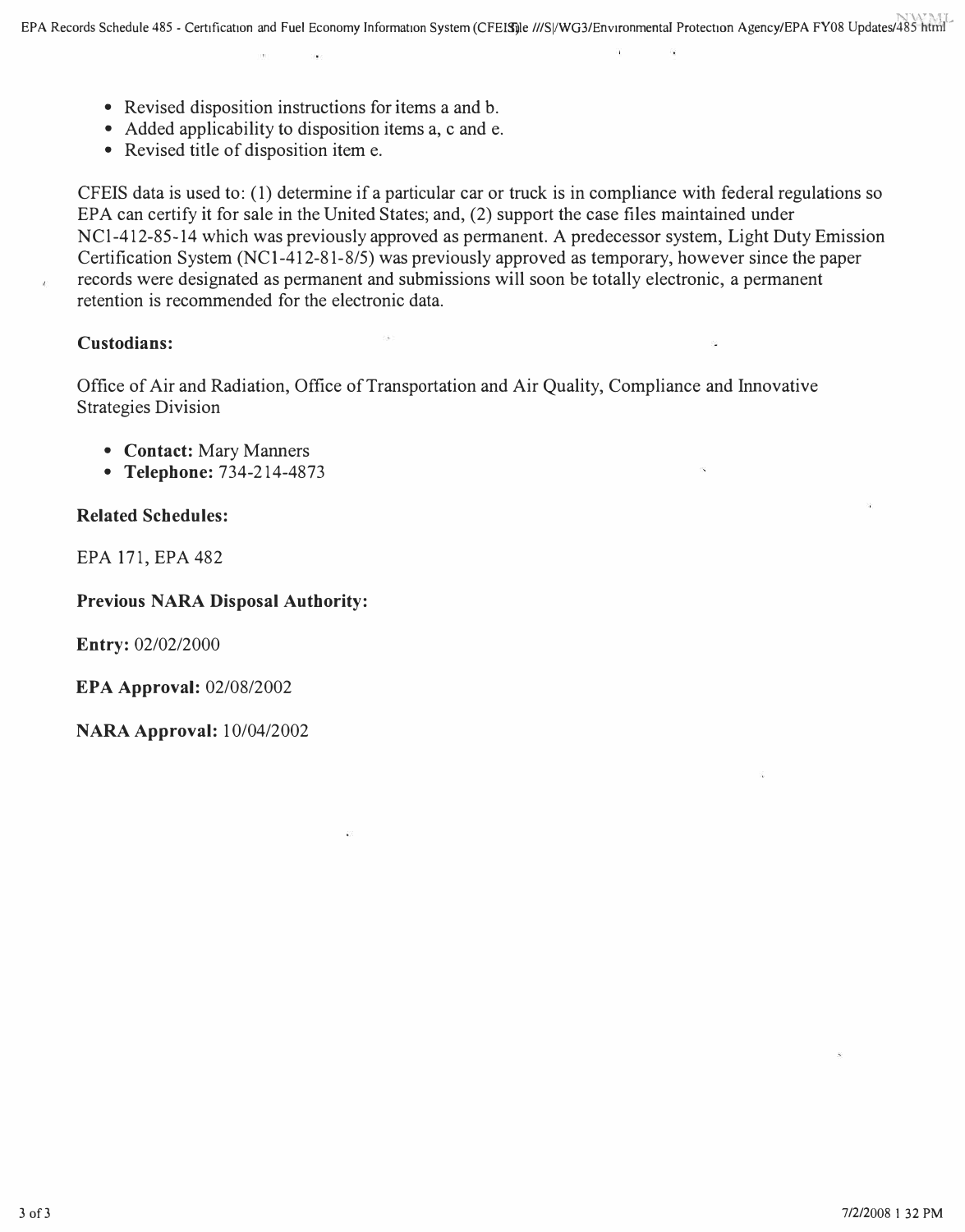- Revised disposition instructions for items a and b.
- Added applicability to disposition items a, c and e.
- Revised title of disposition item e.

CFEIS data is used to: (1) determine if a particular car or truck is in compliance with federal regulations so EPA can certify it for sale in the United States; and, (2) support the case files maintained under NC1-412-85-14 which was previously approved as permanent. A predecessor system, Light Duty Emission Certification System (NC1-412-81-8/5) was previously approved as temporary, however since the paper records were designated as permanent and submissions will soon be totally electronic, a permanent retention is recommended for the electronic data.

**Custodians:**

Office of Air and Radiation, Office of Transportation and Air Quality, Compliance and Innovative Strategies Division

- **Contact:** Mary Manners
- **Telephone:** 734-214-4873

**Related Schedules:**

EPA 171, EPA 482

**Previous NARA Disposal Authority:**

**Entry:** 02/02/2000

**EPA Approval:** 02/08/2002

**NARA Approval:** 10/04/2002